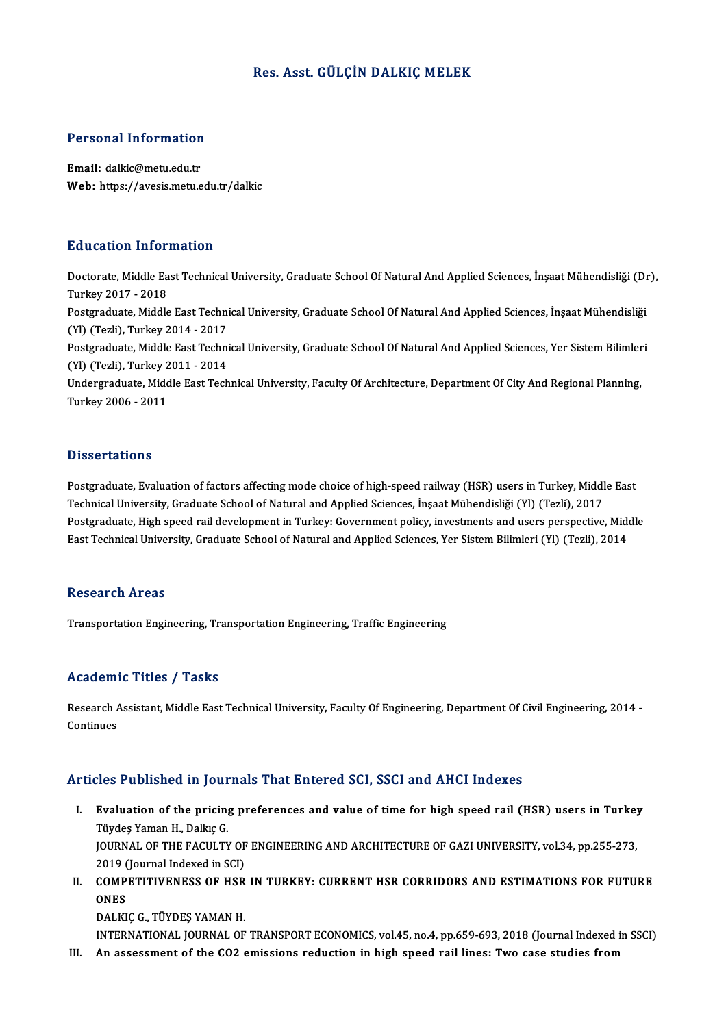# Res. Asst. GÜLÇİN DALKIÇ MELEK

## Personal Information

**Email:** dalkic@metu.edu.tr
**Web:** https://avesis.metu.edu.tr/dalkic

## Education Information

Doctorate, Middle East Technical University, Graduate School Of Natural And Applied Sciences, İnşaat Mühendisliği (Dr), Turkey 2017 - 2018

Postgraduate, Middle East Technical University, Graduate School Of Natural And Applied Sciences, İnşaat Mühendisliği (Yl) (Tezli), Turkey 2014 - 2017

Postgraduate, Middle East Technical University, Graduate School Of Natural And Applied Sciences, Yer Sistem Bilimleri (Yl) (Tezli), Turkey 2011 - 2014

Undergraduate, Middle East Technical University, Faculty Of Architecture, Department Of City And Regional Planning, Turkey 2006 - 2011

## Dissertations

Postgraduate, Evaluation of factors affecting mode choice of high-speed railway (HSR) users in Turkey, Middle East Technical University, Graduate School of Natural and Applied Sciences, İnşaat Mühendisliği (Yl) (Tezli), 2017

Postgraduate, High speed rail development in Turkey: Government policy, investments and users perspective, Middle East Technical University, Graduate School of Natural and Applied Sciences, Yer Sistem Bilimleri (Yl) (Tezli), 2014

## Research Areas

Transportation Engineering, Transportation Engineering, Traffic Engineering

## Academic Titles / Tasks

Research Assistant, Middle East Technical University, Faculty Of Engineering, Department Of Civil Engineering, 2014 - Continues

## Articles Published in Journals That Entered SCI, SSCI and AHCI Indexes

I. **Evaluation of the pricing preferences and value of time for high speed rail (HSR) users in Turkey**
Tüydeş Yaman H., Dalkıç G.
JOURNAL OF THE FACULTY OF ENGINEERING AND ARCHITECTURE OF GAZI UNIVERSITY, vol.34, pp.255-273, 2019 (Journal Indexed in SCI)

II. **COMPETITIVENESS OF HSR IN TURKEY: CURRENT HSR CORRIDORS AND ESTIMATIONS FOR FUTURE ONES**
DALKIÇ G., TÜYDEŞ YAMAN H.
INTERNATIONAL JOURNAL OF TRANSPORT ECONOMICS, vol.45, no.4, pp.659-693, 2018 (Journal Indexed in SSCI)

III. **An assessment of the CO2 emissions reduction in high speed rail lines: Two case studies from**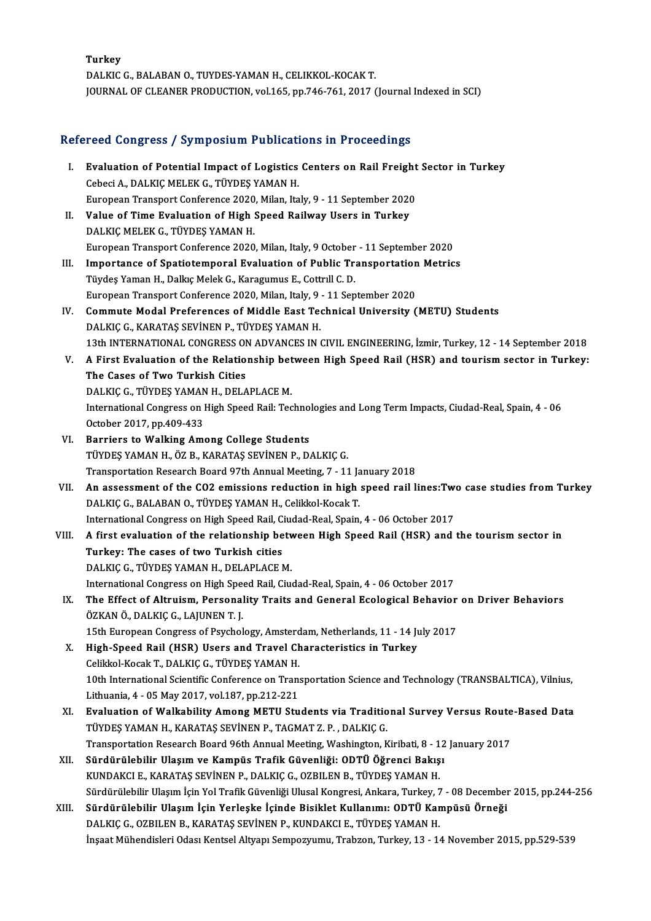Turkey
DALKIC G., BALABAN O., TUYDES-YAMAN H., CELIKKOL-KOCAK T.
JOURNAL OF CLEANER PRODUCTION, vol.165, pp.746-761, 2017 (Journal Indexed in SCI)

## Refereed Congress / Symposium Publications in Proceedings

I. **Evaluation of Potential Impact of Logistics Centers on Rail Freight Sector in Turkey**
Cebeci A., DALKIÇ MELEK G., TÜYDEŞ YAMAN H.
European Transport Conference 2020, Milan, Italy, 9 - 11 September 2020

II. **Value of Time Evaluation of High Speed Railway Users in Turkey**
DALKIÇ MELEK G., TÜYDEŞ YAMAN H.
European Transport Conference 2020, Milan, Italy, 9 October - 11 September 2020

III. **Importance of Spatiotemporal Evaluation of Public Transportation Metrics**
Tüydeş Yaman H., Dalkıç Melek G., Karagumus E., Cottrıll C. D.
European Transport Conference 2020, Milan, Italy, 9 - 11 September 2020

IV. **Commute Modal Preferences of Middle East Technical University (METU) Students**
DALKIÇ G., KARATAŞ SEVİNEN P., TÜYDEŞ YAMAN H.
13th INTERNATIONAL CONGRESS ON ADVANCES IN CIVIL ENGINEERING, İzmir, Turkey, 12 - 14 September 2018

V. **A First Evaluation of the Relationship between High Speed Rail (HSR) and tourism sector in Turkey: The Cases of Two Turkish Cities**
DALKIÇ G., TÜYDEŞ YAMAN H., DELAPLACE M.
International Congress on High Speed Rail: Technologies and Long Term Impacts, Ciudad-Real, Spain, 4 - 06 October 2017, pp.409-433

VI. **Barriers to Walking Among College Students**
TÜYDEŞ YAMAN H., ÖZ B., KARATAŞ SEVİNEN P., DALKIÇ G.
Transportation Research Board 97th Annual Meeting, 7 - 11 January 2018

VII. **An assessment of the CO2 emissions reduction in high speed rail lines:Two case studies from Turkey**
DALKIÇ G., BALABAN O., TÜYDEŞ YAMAN H., Celikkol-Kocak T.
International Congress on High Speed Rail, Ciudad-Real, Spain, 4 - 06 October 2017

VIII. **A first evaluation of the relationship between High Speed Rail (HSR) and the tourism sector in Turkey: The cases of two Turkish cities**
DALKIÇ G., TÜYDEŞ YAMAN H., DELAPLACE M.
International Congress on High Speed Rail, Ciudad-Real, Spain, 4 - 06 October 2017

IX. **The Effect of Altruism, Personality Traits and General Ecological Behavior on Driver Behaviors**
ÖZKAN Ö., DALKIÇ G., LAJUNEN T. J.
15th European Congress of Psychology, Amsterdam, Netherlands, 11 - 14 July 2017

X. **High-Speed Rail (HSR) Users and Travel Characteristics in Turkey**
Celikkol-Kocak T., DALKIÇ G., TÜYDEŞ YAMAN H.
10th International Scientific Conference on Transportation Science and Technology (TRANSBALTICA), Vilnius, Lithuania, 4 - 05 May 2017, vol.187, pp.212-221

XI. **Evaluation of Walkability Among METU Students via Traditional Survey Versus Route-Based Data**
TÜYDEŞ YAMAN H., KARATAŞ SEVİNEN P., TAGMAT Z. P. , DALKIÇ G.
Transportation Research Board 96th Annual Meeting, Washington, Kiribati, 8 - 12 January 2017

XII. **Sürdürülebilir Ulaşım ve Kampüs Trafik Güvenliği: ODTÜ Öğrenci Bakışı**
KUNDAKCI E., KARATAŞ SEVİNEN P., DALKIÇ G., OZBILEN B., TÜYDEŞ YAMAN H.
Sürdürülebilir Ulaşım İçin Yol Trafik Güvenliği Ulusal Kongresi, Ankara, Turkey, 7 - 08 December 2015, pp.244-256

XIII. **Sürdürülebilir Ulaşım İçin Yerleşke İçinde Bisiklet Kullanımı: ODTÜ Kampüsü Örneği**
DALKIÇ G., OZBILEN B., KARATAŞ SEVİNEN P., KUNDAKCI E., TÜYDEŞ YAMAN H.
İnşaat Mühendisleri Odası Kentsel Altyapı Sempozyumu, Trabzon, Turkey, 13 - 14 November 2015, pp.529-539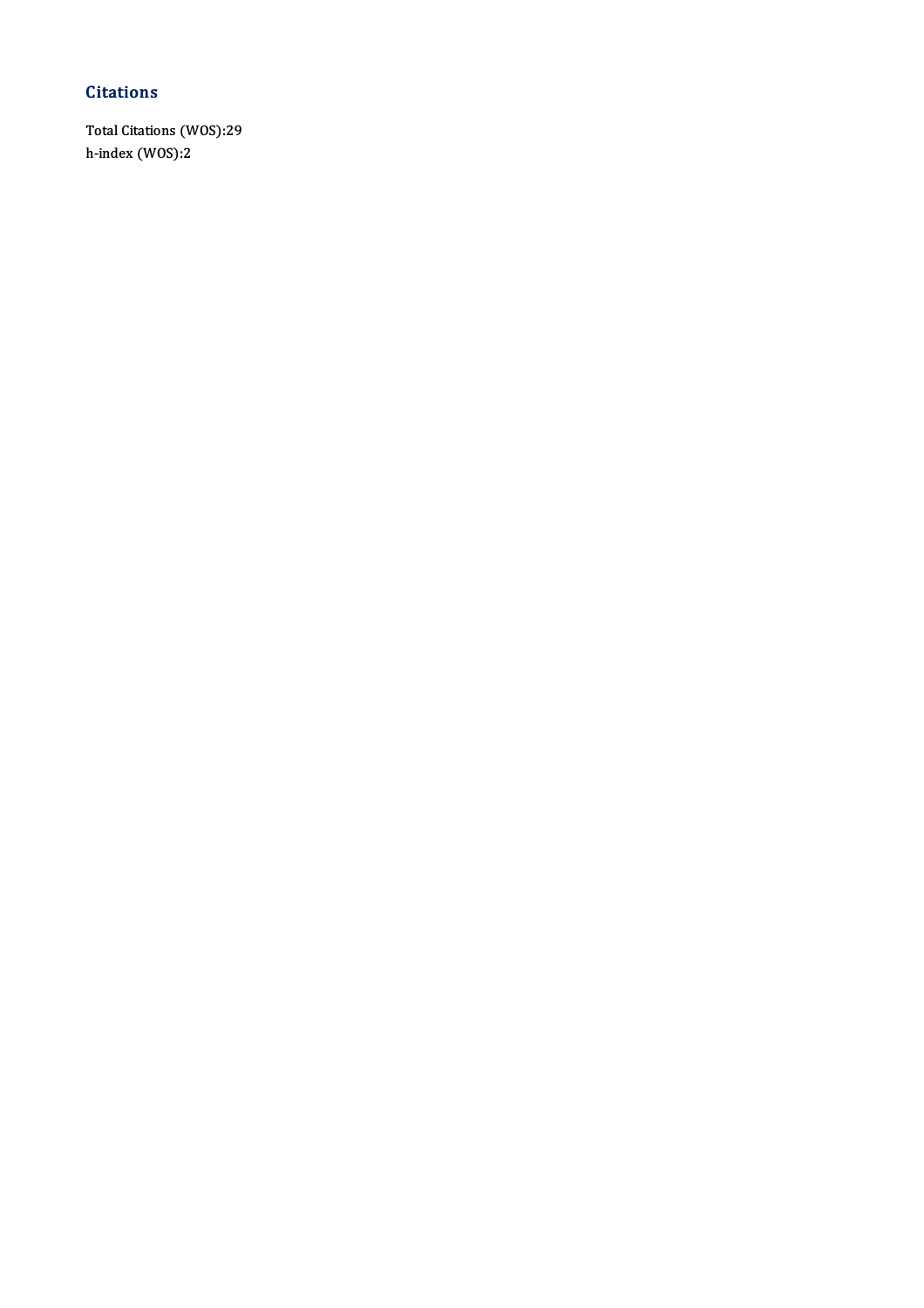## Citations

Total Citations (WOS):29
h-index (WOS):2